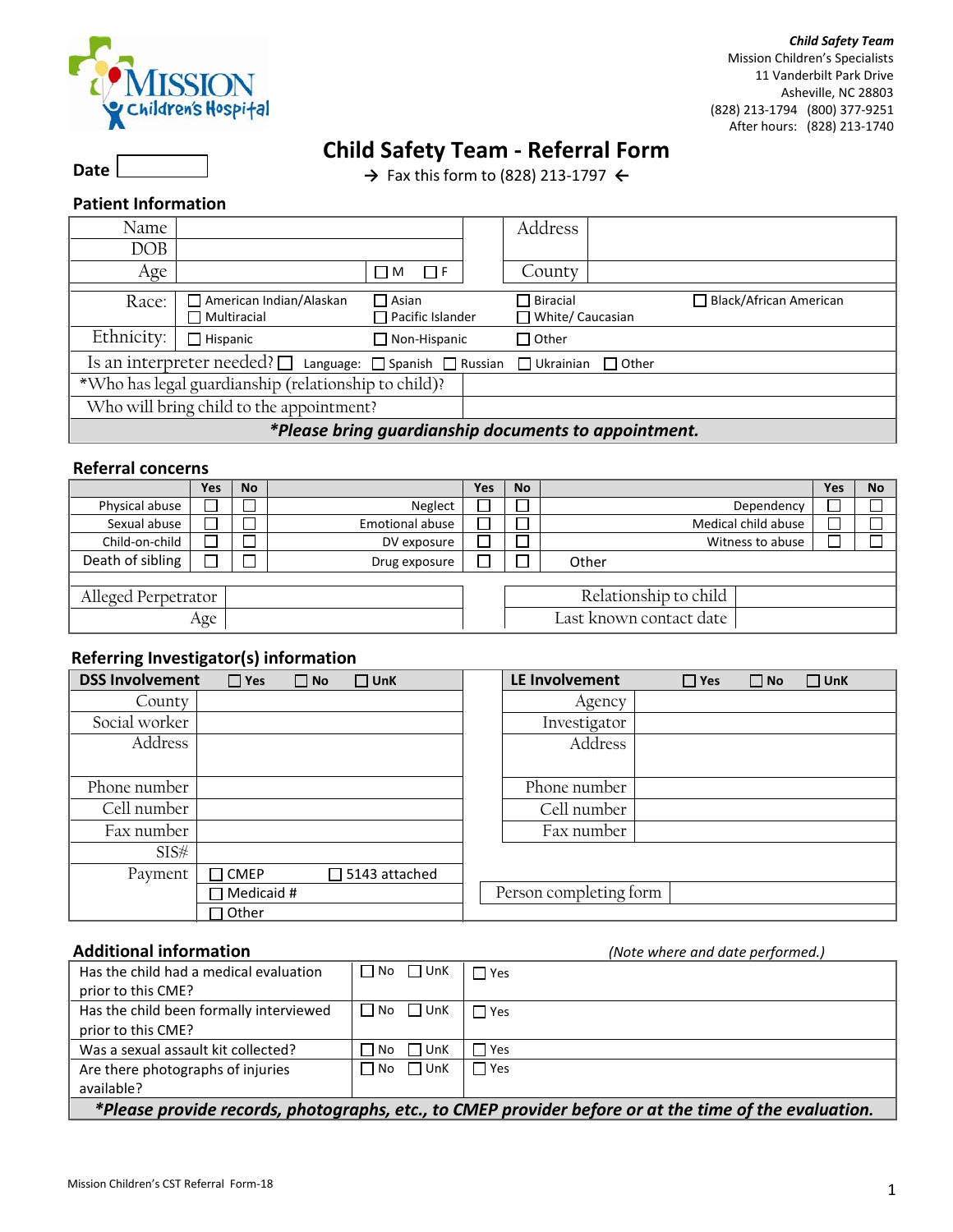Mission Children's Hospital

***Child Safety Team***
Mission Children's Specialists
11 Vanderbilt Park Drive
Asheville, NC 28803
(828) 213-1794 (800) 377-9251
After hours: (828) 213-1740

**Date** 

# Child Safety Team - Referral Form

→ Fax this form to (828) 213-1797 ←

## Patient Information

| | | | |
|---|---|---|---|
| Name | | Address | |
| DOB | | | |
| Age | ☐ M ☐ F | County | |

| | | | | |
|---|---|---|---|---|
| Race: | ☐ American Indian/Alaskan<br>☐ Multiracial | ☐ Asian<br>☐ Pacific Islander | ☐ Biracial<br>☐ White/ Caucasian | ☐ Black/African American |
| Ethnicity: | ☐ Hispanic | ☐ Non-Hispanic | ☐ Other | |

Is an interpreter needed? ☐ Language: ☐ Spanish ☐ Russian ☐ Ukrainian ☐ Other

| | |
|---|---|
| *Who has legal guardianship (relationship to child)? | |
| Who will bring child to the appointment? | |

***Please bring guardianship documents to appointment.***

## Referral concerns

| | Yes | No | | Yes | No | | Yes | No |
|---|---|---|---|---|---|---|---|---|
| Physical abuse | ☐ | ☐ | Neglect | ☐ | ☐ | Dependency | ☐ | ☐ |
| Sexual abuse | ☐ | ☐ | Emotional abuse | ☐ | ☐ | Medical child abuse | ☐ | ☐ |
| Child-on-child | ☐ | ☐ | DV exposure | ☐ | ☐ | Witness to abuse | ☐ | ☐ |
| Death of sibling | ☐ | ☐ | Drug exposure | ☐ | ☐ | Other | | |

| | | | |
|---|---|---|---|
| Alleged Perpetrator | | Relationship to child | |
| Age | | Last known contact date | |

## Referring Investigator(s) information

| | | | |
|---|---|---|---|
| **DSS Involvement** | ☐ Yes ☐ No ☐ UnK | **LE Involvement** | ☐ Yes ☐ No ☐ UnK |
| County | | Agency | |
| Social worker | | Investigator | |
| Address | | Address | |
| Phone number | | Phone number | |
| Cell number | | Cell number | |
| Fax number | | Fax number | |
| SIS# | | | |
| Payment | ☐ CMEP ☐ 5143 attached | | |
| | ☐ Medicaid # | Person completing form | |
| | ☐ Other | | |

## Additional information

*(Note where and date performed.)*

| | | |
|---|---|---|
| Has the child had a medical evaluation prior to this CME? | ☐ No ☐ UnK | ☐ Yes |
| Has the child been formally interviewed prior to this CME? | ☐ No ☐ UnK | ☐ Yes |
| Was a sexual assault kit collected? | ☐ No ☐ UnK | ☐ Yes |
| Are there photographs of injuries available? | ☐ No ☐ UnK | ☐ Yes |

***Please provide records, photographs, etc., to CMEP provider before or at the time of the evaluation.***

Mission Children's CST Referral Form-18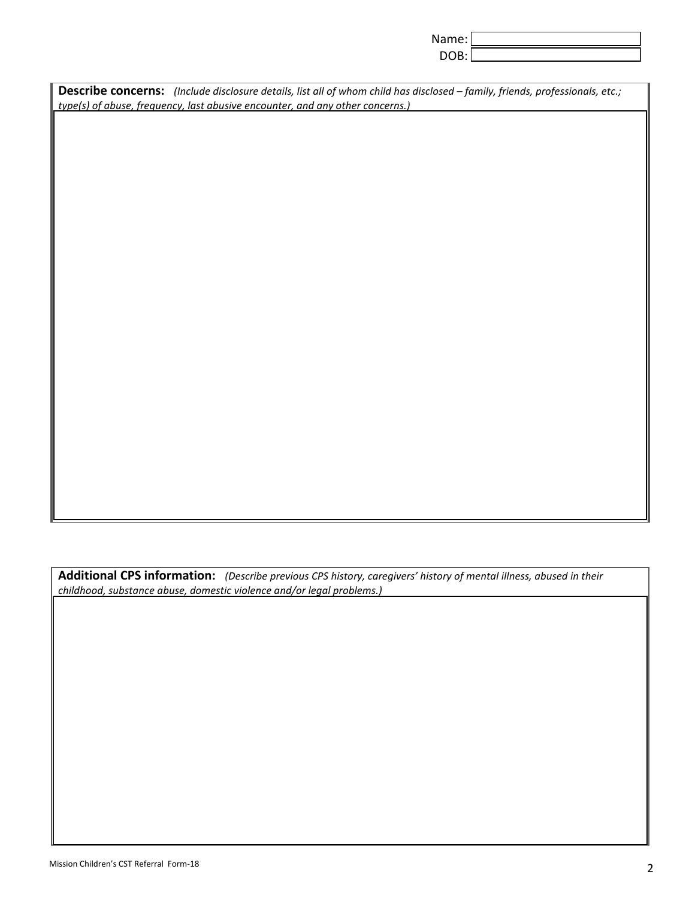Name:

DOB:

**Describe concerns:** *(Include disclosure details, list all of whom child has disclosed – family, friends, professionals, etc.; type(s) of abuse, frequency, last abusive encounter, and any other concerns.)*

**Additional CPS information:** *(Describe previous CPS history, caregivers' history of mental illness, abused in their childhood, substance abuse, domestic violence and/or legal problems.)*

Mission Children's CST Referral Form-18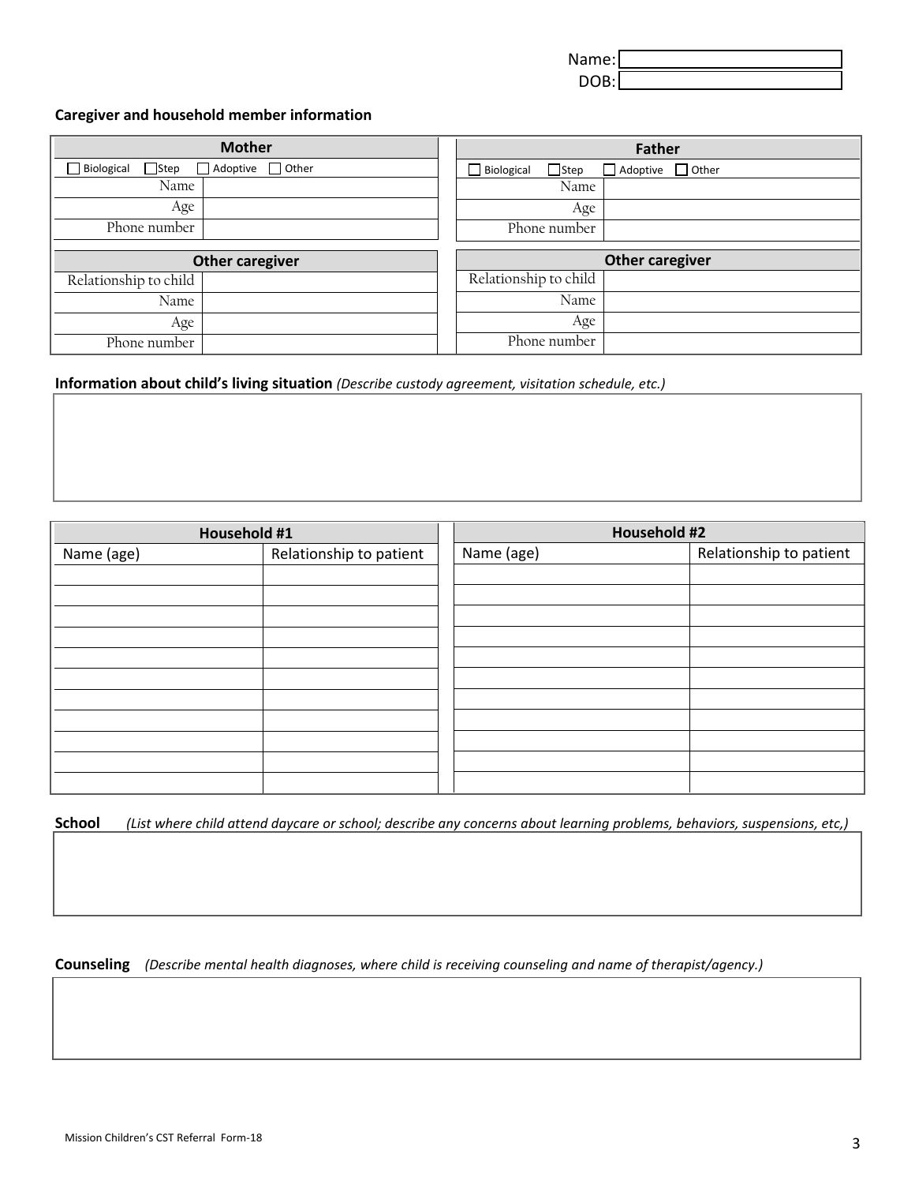Name:

DOB:

**Caregiver and household member information**

| Mother | |
|---|---|
| ☐ Biological ☐ Step ☐ Adoptive ☐ Other | |
| Name | |
| Age | |
| Phone number | |

| Father | |
|---|---|
| ☐ Biological ☐ Step ☐ Adoptive ☐ Other | |
| Name | |
| Age | |
| Phone number | |

| Other caregiver | |
|---|---|
| Relationship to child | |
| Name | |
| Age | |
| Phone number | |

| Other caregiver | |
|---|---|
| Relationship to child | |
| Name | |
| Age | |
| Phone number | |

**Information about child's living situation** *(Describe custody agreement, visitation schedule, etc.)*

| Household #1 | |
|---|---|
| Name (age) | Relationship to patient |
| | |
| | |
| | |
| | |
| | |
| | |
| | |
| | |
| | |
| | |
| | |

| Household #2 | |
|---|---|
| Name (age) | Relationship to patient |
| | |
| | |
| | |
| | |
| | |
| | |
| | |
| | |
| | |
| | |
| | |

**School** *(List where child attend daycare or school; describe any concerns about learning problems, behaviors, suspensions, etc,)*

**Counseling** *(Describe mental health diagnoses, where child is receiving counseling and name of therapist/agency.)*

Mission Children's CST Referral Form-18